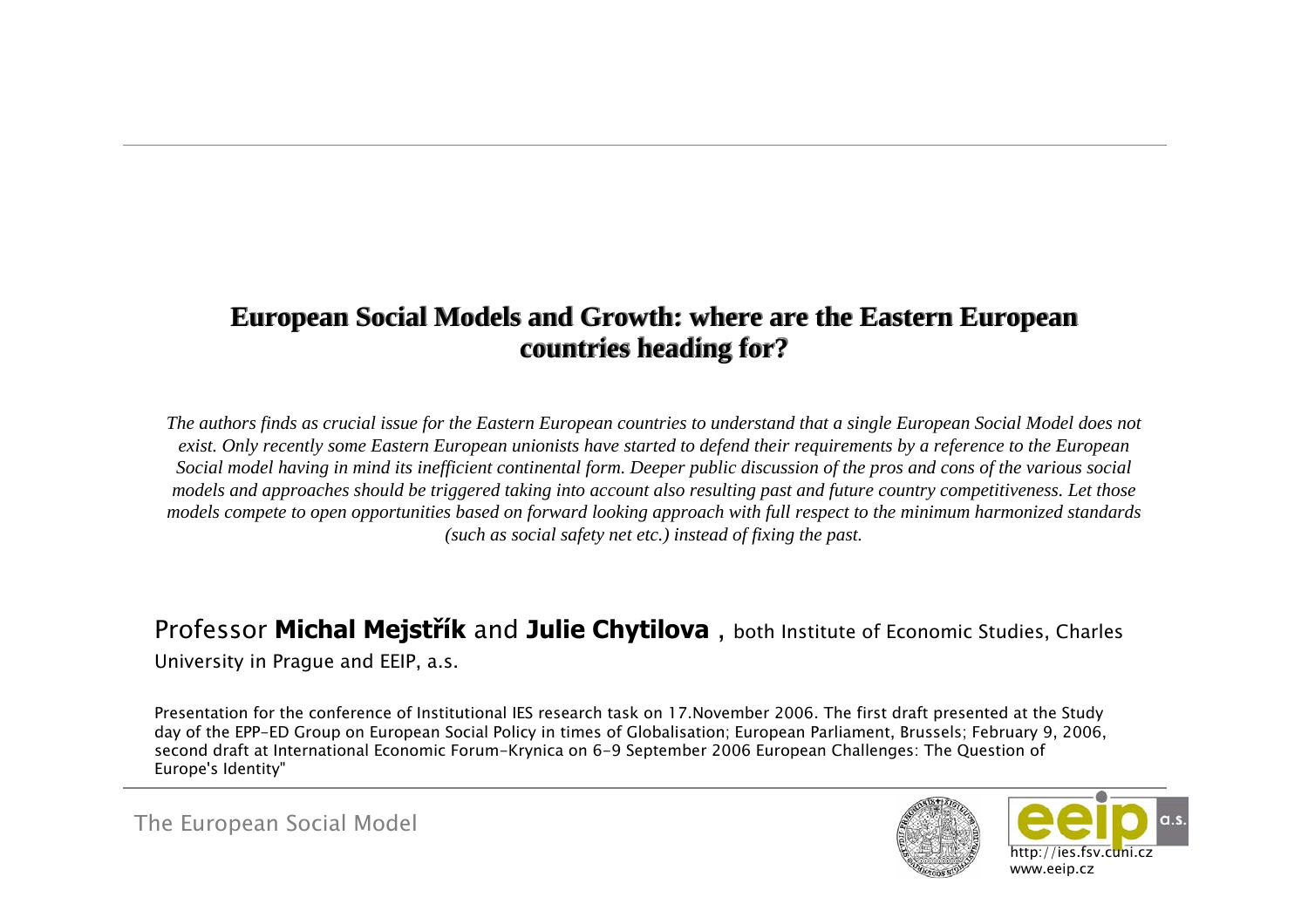# European Social Models and Growth: where are the Eastern European countries heading for?

*The authors finds as crucial issue for the Eastern European countries to understand that a single European Social Model does not exist. Only recently some Eastern European unionists have started to defend their requirements by a reference to the European Social model having in mind its inefficient continental form. Deeper public discussion of the pros and cons of the various social models and approaches should be triggered taking into account also resulting past and future country competitiveness. Let those models compete to open opportunities based on forward looking approach with full respect to the minimum harmonized standards (such as social safety net etc.) instead of fixing the past.*

Professor **Michal Mejstřík** and **Julie Chytilova** , both Institute of Economic Studies, Charles University in Prague and EEIP, a.s.

Presentation for the conference of Institutional IES research task on 17.November 2006. The first draft presented at the Study day of the EPP-ED Group on European Social Policy in times of Globalisation; European Parliament, Brussels; February 9, 2006, second draft at International Economic Forum-Krynica on 6-9 September 2006 European Challenges: The Question of Europe's Identity"

http://ies.fsv.cuni.cz
www.eeip.cz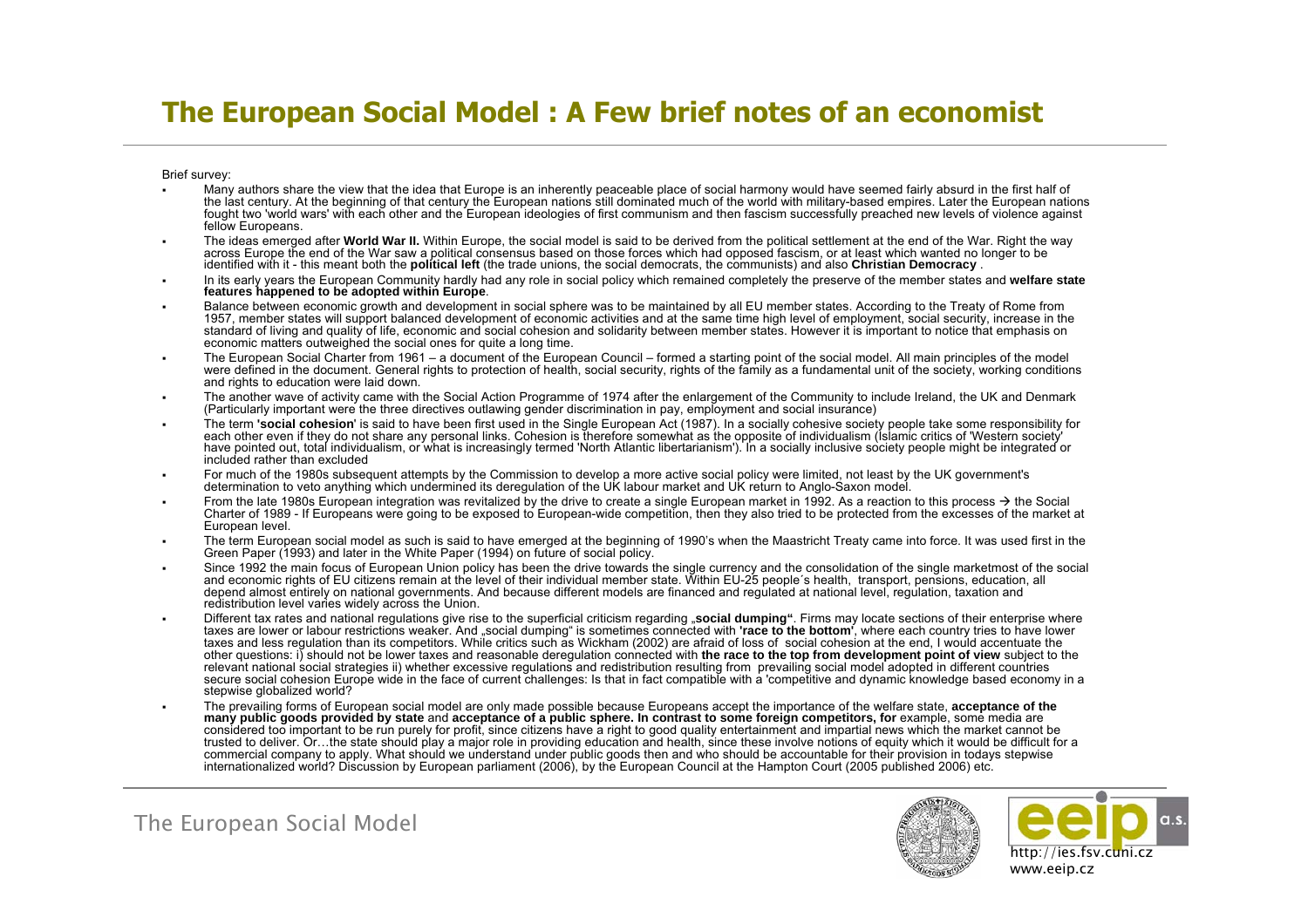# The European Social Model : A Few brief notes of an economist

Brief survey:

- Many authors share the view that the idea that Europe is an inherently peaceable place of social harmony would have seemed fairly absurd in the first half of the last century. At the beginning of that century the European nations still dominated much of the world with military-based empires. Later the European nations fought two 'world wars' with each other and the European ideologies of first communism and then fascism successfully preached new levels of violence against fellow Europeans.
- The ideas emerged after **World War II.** Within Europe, the social model is said to be derived from the political settlement at the end of the War. Right the way across Europe the end of the War saw a political consensus based on those forces which had opposed fascism, or at least which wanted no longer to be identified with it - this meant both the **political left** (the trade unions, the social democrats, the communists) and also **Christian Democracy** .
- In its early years the European Community hardly had any role in social policy which remained completely the preserve of the member states and **welfare state features happened to be adopted within Europe**.
- Balance between economic growth and development in social sphere was to be maintained by all EU member states. According to the Treaty of Rome from 1957, member states will support balanced development of economic activities and at the same time high level of employment, social security, increase in the standard of living and quality of life, economic and social cohesion and solidarity between member states. However it is important to notice that emphasis on economic matters outweighed the social ones for quite a long time.
- The European Social Charter from 1961 – a document of the European Council – formed a starting point of the social model. All main principles of the model were defined in the document. General rights to protection of health, social security, rights of the family as a fundamental unit of the society, working conditions and rights to education were laid down.
- The another wave of activity came with the Social Action Programme of 1974 after the enlargement of the Community to include Ireland, the UK and Denmark (Particularly important were the three directives outlawing gender discrimination in pay, employment and social insurance)
- The term **'social cohesion'** is said to have been first used in the Single European Act (1987). In a socially cohesive society people take some responsibility for each other even if they do not share any personal links. Cohesion is therefore somewhat as the opposite of individualism (Islamic critics of 'Western society' have pointed out, total individualism, or what is increasingly termed 'North Atlantic libertarianism'). In a socially inclusive society people might be integrated or included rather than excluded
- For much of the 1980s subsequent attempts by the Commission to develop a more active social policy were limited, not least by the UK government's determination to veto anything which undermined its deregulation of the UK labour market and UK return to Anglo-Saxon model.
- From the late 1980s European integration was revitalized by the drive to create a single European market in 1992. As a reaction to this process → the Social Charter of 1989 - If Europeans were going to be exposed to European-wide competition, then they also tried to be protected from the excesses of the market at European level.
- The term European social model as such is said to have emerged at the beginning of 1990's when the Maastricht Treaty came into force. It was used first in the Green Paper (1993) and later in the White Paper (1994) on future of social policy.
- Since 1992 the main focus of European Union policy has been the drive towards the single currency and the consolidation of the single marketmost of the social and economic rights of EU citizens remain at the level of their individual member state. Within EU-25 people´s health, transport, pensions, education, all depend almost entirely on national governments. And because different models are financed and regulated at national level, regulation, taxation and redistribution level varies widely across the Union.
- Different tax rates and national regulations give rise to the superficial criticism regarding „**social dumping**". Firms may locate sections of their enterprise where taxes are lower or labour restrictions weaker. And „social dumping" is sometimes connected with **'race to the bottom'**, where each country tries to have lower taxes and less regulation than its competitors. While critics such as Wickham (2002) are afraid of loss of social cohesion at the end, I would accentuate the other questions: i) should not be lower taxes and reasonable deregulation connected with **the race to the top from development point of view** subject to the relevant national social strategies ii) whether excessive regulations and redistribution resulting from prevailing social model adopted in different countries secure social cohesion Europe wide in the face of current challenges: Is that in fact compatible with a 'competitive and dynamic knowledge based economy in a stepwise globalized world?
- The prevailing forms of European social model are only made possible because Europeans accept the importance of the welfare state, **acceptance of the many public goods provided by state** and **acceptance of a public sphere. In contrast to some foreign competitors, for** example, some media are considered too important to be run purely for profit, since citizens have a right to good quality entertainment and impartial news which the market cannot be trusted to deliver. Or…the state should play a major role in providing education and health, since these involve notions of equity which it would be difficult for a commercial company to apply. What should we understand under public goods then and who should be accountable for their provision in todays stepwise internationalized world? Discussion by European parliament (2006), by the European Council at the Hampton Court (2005 published 2006) etc.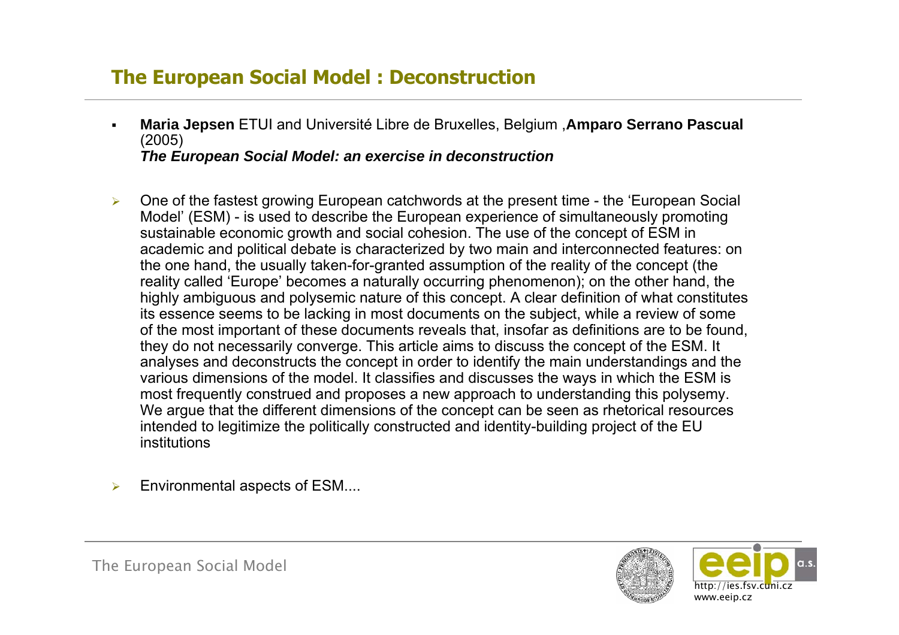## The European Social Model : Deconstruction

- **Maria Jepsen** ETUI and Université Libre de Bruxelles, Belgium ,**Amparo Serrano Pascual** (2005)
  ***The European Social Model: an exercise in deconstruction***

- One of the fastest growing European catchwords at the present time - the 'European Social Model' (ESM) - is used to describe the European experience of simultaneously promoting sustainable economic growth and social cohesion. The use of the concept of ESM in academic and political debate is characterized by two main and interconnected features: on the one hand, the usually taken-for-granted assumption of the reality of the concept (the reality called 'Europe' becomes a naturally occurring phenomenon); on the other hand, the highly ambiguous and polysemic nature of this concept. A clear definition of what constitutes its essence seems to be lacking in most documents on the subject, while a review of some of the most important of these documents reveals that, insofar as definitions are to be found, they do not necessarily converge. This article aims to discuss the concept of the ESM. It analyses and deconstructs the concept in order to identify the main understandings and the various dimensions of the model. It classifies and discusses the ways in which the ESM is most frequently construed and proposes a new approach to understanding this polysemy. We argue that the different dimensions of the concept can be seen as rhetorical resources intended to legitimize the politically constructed and identity-building project of the EU institutions

- Environmental aspects of ESM....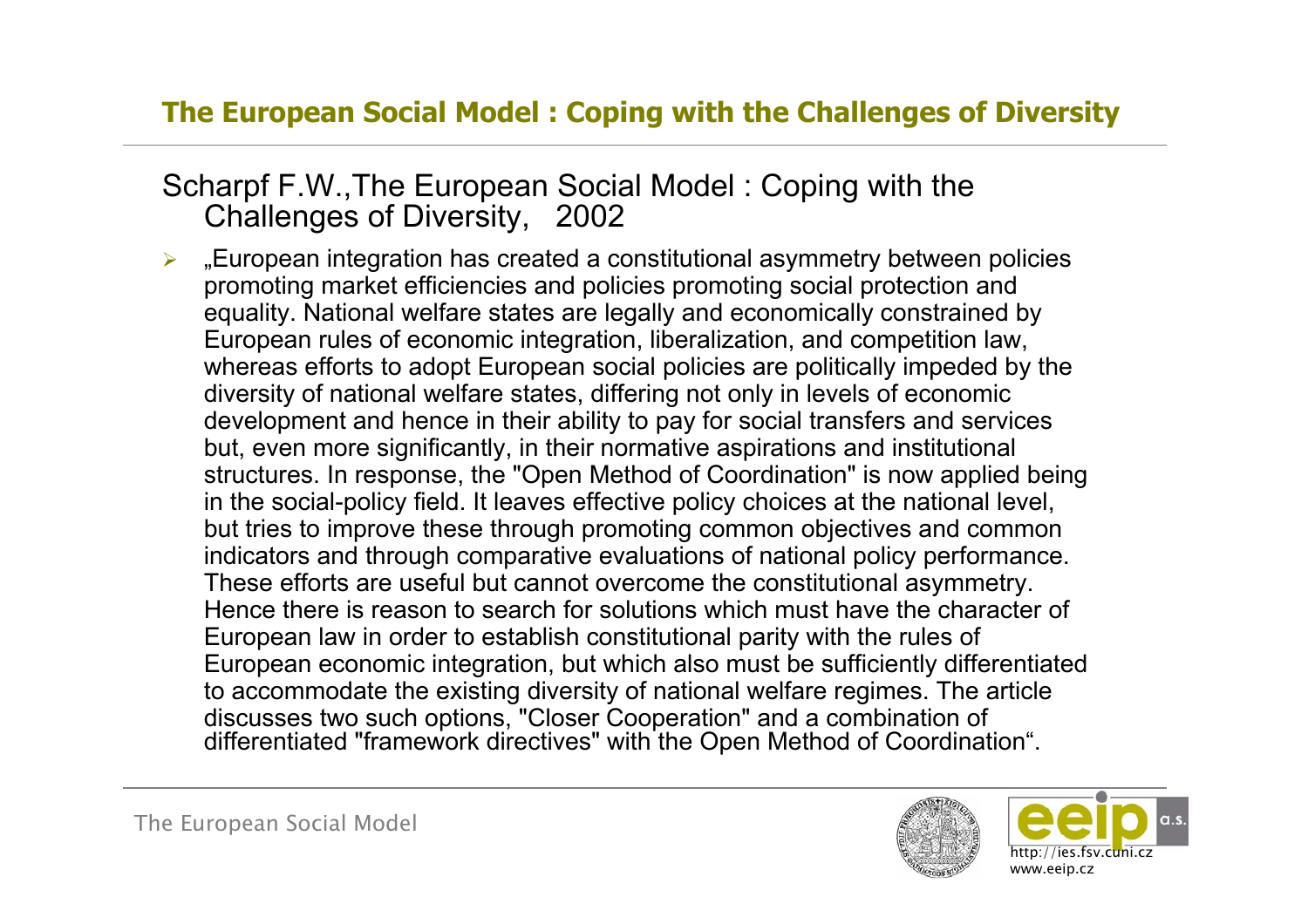## The European Social Model : Coping with the Challenges of Diversity

Scharpf F.W.,The European Social Model : Coping with the Challenges of Diversity, 2002

- „European integration has created a constitutional asymmetry between policies promoting market efficiencies and policies promoting social protection and equality. National welfare states are legally and economically constrained by European rules of economic integration, liberalization, and competition law, whereas efforts to adopt European social policies are politically impeded by the diversity of national welfare states, differing not only in levels of economic development and hence in their ability to pay for social transfers and services but, even more significantly, in their normative aspirations and institutional structures. In response, the "Open Method of Coordination" is now applied being in the social-policy field. It leaves effective policy choices at the national level, but tries to improve these through promoting common objectives and common indicators and through comparative evaluations of national policy performance. These efforts are useful but cannot overcome the constitutional asymmetry. Hence there is reason to search for solutions which must have the character of European law in order to establish constitutional parity with the rules of European economic integration, but which also must be sufficiently differentiated to accommodate the existing diversity of national welfare regimes. The article discusses two such options, "Closer Cooperation" and a combination of differentiated "framework directives" with the Open Method of Coordination".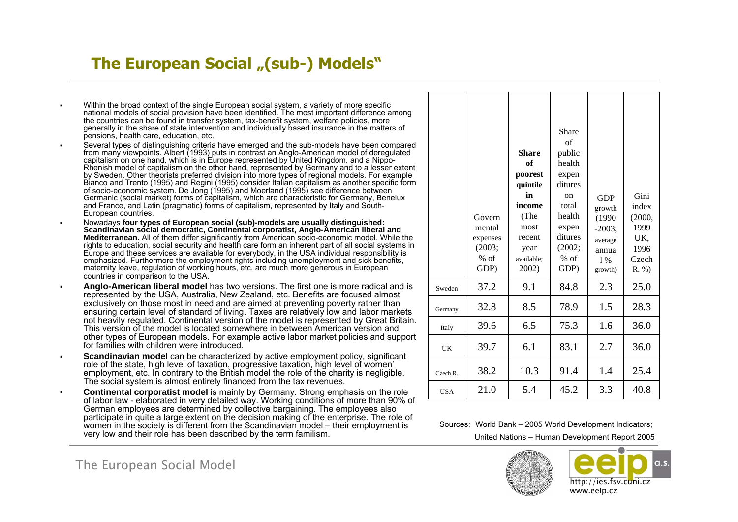# The European Social „(sub-) Models"

- Within the broad context of the single European social system, a variety of more specific national models of social provision have been identified. The most important difference among the countries can be found in transfer system, tax-benefit system, welfare policies, more generally in the share of state intervention and individually based insurance in the matters of pensions, health care, education, etc.
- Several types of distinguishing criteria have emerged and the sub-models have been compared from many viewpoints. Albert (1993) puts in contrast an Anglo-American model of deregulated capitalism on one hand, which is in Europe represented by United Kingdom, and a Nippo-Rhenish model of capitalism on the other hand, represented by Germany and to a lesser extent by Sweden. Other theorists preferred division into more types of regional models. For example Bianco and Trento (1995) and Regini (1995) consider Italian capitalism as another specific form of socio-economic system. De Jong (1995) and Moerland (1995) see difference between Germanic (social market) forms of capitalism, which are characteristic for Germany, Benelux and France, and Latin (pragmatic) forms of capitalism, represented by Italy and South-European countries.
- Nowadays **four types of European social (sub)-models are usually distinguished: Scandinavian social democratic, Continental corporatist, Anglo-American liberal and Mediterranean.** All of them differ significantly from American socio-economic model. While the rights to education, social security and health care form an inherent part of all social systems in Europe and these services are available for everybody, in the USA individual responsibility is emphasized. Furthermore the employment rights including unemployment and sick benefits, maternity leave, regulation of working hours, etc. are much more generous in European countries in comparison to the USA.
- **Anglo-American liberal model** has two versions. The first one is more radical and is represented by the USA, Australia, New Zealand, etc. Benefits are focused almost exclusively on those most in need and are aimed at preventing poverty rather than ensuring certain level of standard of living. Taxes are relatively low and labor markets not heavily regulated. Continental version of the model is represented by Great Britain. This version of the model is located somewhere in between American version and other types of European models. For example active labor market policies and support for families with children were introduced.
- **Scandinavian model** can be characterized by active employment policy, significant role of the state, high level of taxation, progressive taxation, high level of women' employment, etc. In contrary to the British model the role of the charity is negligible. The social system is almost entirely financed from the tax revenues.
- **Continental corporatist model** is mainly by Germany. Strong emphasis on the role of labor law - elaborated in very detailed way. Working conditions of more than 90% of German employees are determined by collective bargaining. The employees also participate in quite a large extent on the decision making of the enterprise. The role of women in the society is different from the Scandinavian model – their employment is very low and their role has been described by the term familism.

| | Governmental expenses (2003; % of GDP) | **Share of poorest quintile in income** (The most recent year available; 2002) | Share of public health expenditures on total health expenditures (2002; % of GDP) | GDP growth (1990 -2003; average annual % growth) | Gini index (2000, 1999 UK, 1996 Czech R. %) |
|---|---|---|---|---|---|
| Sweden | 37.2 | 9.1 | 84.8 | 2.3 | 25.0 |
| Germany | 32.8 | 8.5 | 78.9 | 1.5 | 28.3 |
| Italy | 39.6 | 6.5 | 75.3 | 1.6 | 36.0 |
| UK | 39.7 | 6.1 | 83.1 | 2.7 | 36.0 |
| Czech R. | 38.2 | 10.3 | 91.4 | 1.4 | 25.4 |
| USA | 21.0 | 5.4 | 45.2 | 3.3 | 40.8 |

Sources: World Bank – 2005 World Development Indicators; United Nations – Human Development Report 2005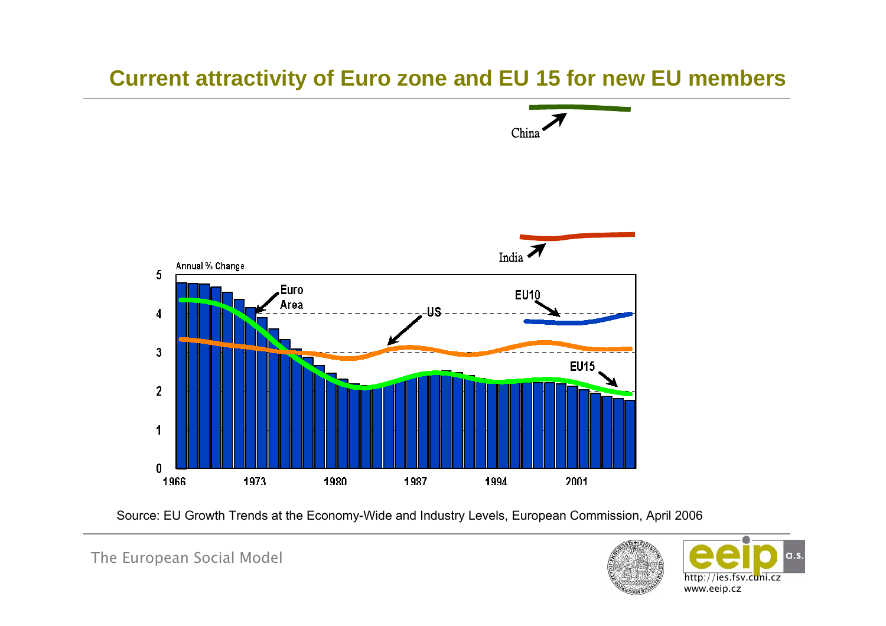## Current attractivity of Euro zone and EU 15 for new EU members

China

India

Annual % Change

5

4

3

2

1

0

1966 1973 1980 1987 1994 2001

Euro Area

US

EU10

EU15

Source: EU Growth Trends at the Economy-Wide and Industry Levels, European Commission, April 2006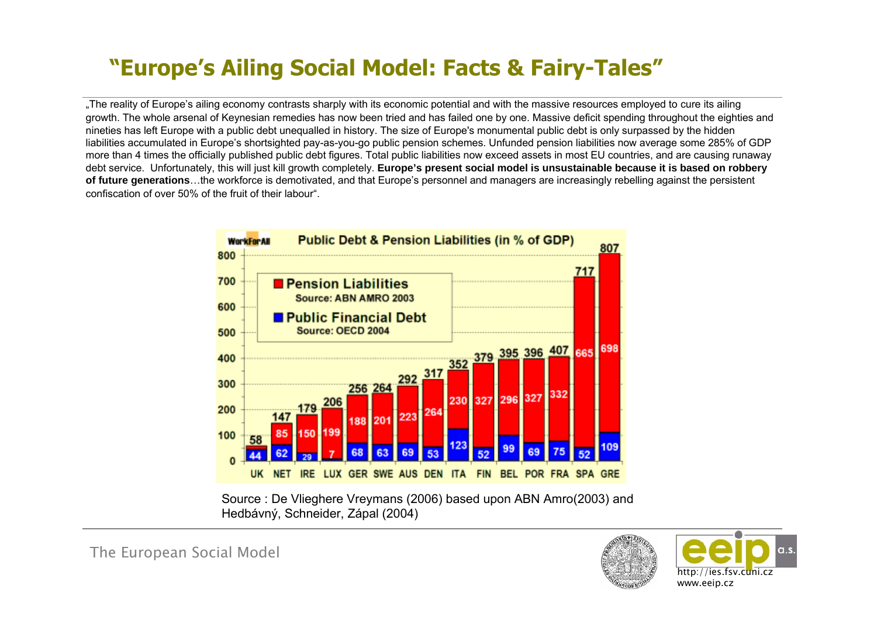# "Europe's Ailing Social Model: Facts & Fairy-Tales"

„The reality of Europe's ailing economy contrasts sharply with its economic potential and with the massive resources employed to cure its ailing growth. The whole arsenal of Keynesian remedies has now been tried and has failed one by one. Massive deficit spending throughout the eighties and nineties has left Europe with a public debt unequalled in history. The size of Europe's monumental public debt is only surpassed by the hidden liabilities accumulated in Europe's shortsighted pay-as-you-go public pension schemes. Unfunded pension liabilities now average some 285% of GDP more than 4 times the officially published public debt figures. Total public liabilities now exceed assets in most EU countries, and are causing runaway debt service. Unfortunately, this will just kill growth completely. **Europe's present social model is unsustainable because it is based on robbery of future generations**…the workforce is demotivated, and that Europe's personnel and managers are increasingly rebelling against the persistent confiscation of over 50% of the fruit of their labour".

WorkForAll
Public Debt & Pension Liabilities (in % of GDP)

Pension Liabilities
Source: ABN AMRO 2003

Public Financial Debt
Source: OECD 2004

0, 100, 200, 300, 400, 500, 600, 700, 800

UK: 58 (44)
NET: 147 (62, 85)
IRE: 179 (29, 150)
LUX: 206 (7, 199)
GER: 256 (68, 188)
SWE: 264 (63, 201)
AUS: 292 (69, 223)
DEN: 317 (53, 264)
ITA: 352 (123, 230)
FIN: 379 (52, 327)
BEL: 395 (99, 296)
POR: 396 (69, 327)
FRA: 407 (75, 332)
SPA: 717 (52, 665)
GRE: 807 (109, 698)

Source : De Vlieghere Vreymans (2006) based upon ABN Amro(2003) and Hedbávný, Schneider, Zápal (2004)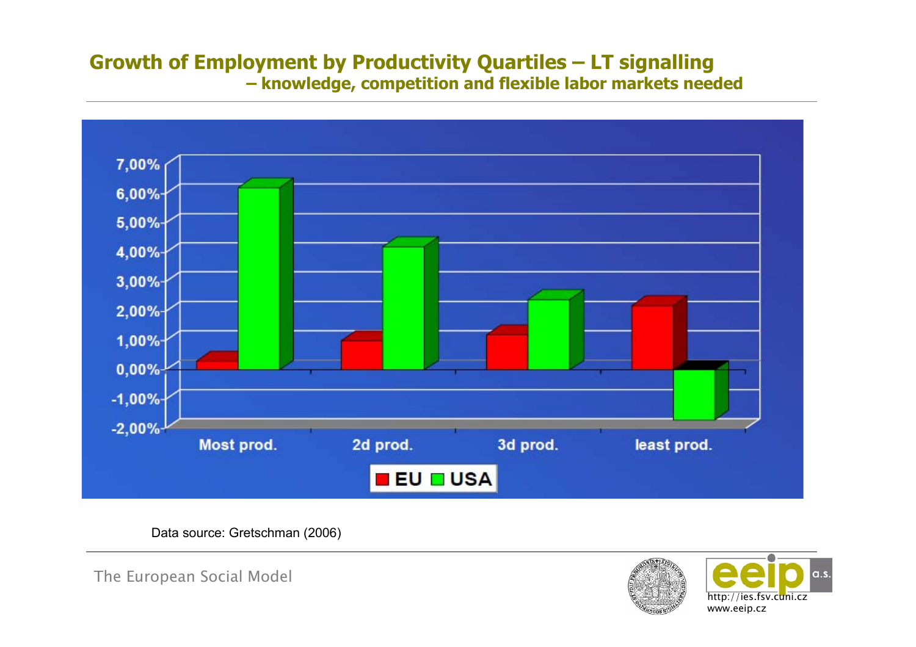# Growth of Employment by Productivity Quartiles – LT signalling

## – knowledge, competition and flexible labor markets needed

7,00%
6,00%
5,00%
4,00%
3,00%
2,00%
1,00%
0,00%
-1,00%
-2,00%

Most prod.
2d prod.
3d prod.
least prod.

EU USA

Data source: Gretschman (2006)

The European Social Model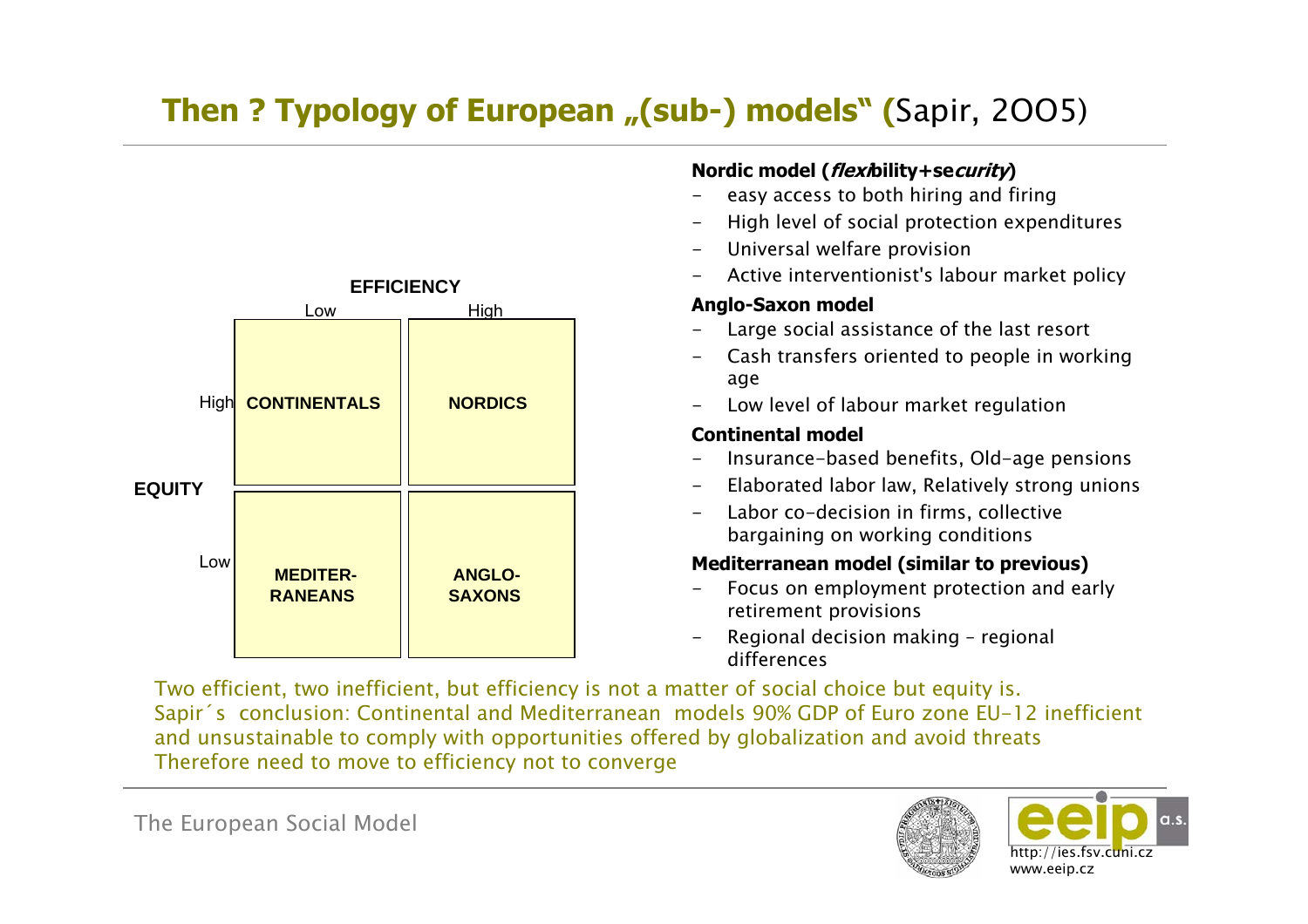# Then ? Typology of European „(sub-) models“ (Sapir, 2005)

EFFICIENCY

Low High

EQUITY

High CONTINENTALS NORDICS

Low MEDITER-RANEANS ANGLO-SAXONS

**Nordic model (*flexi*bility+se*curity*)**

- easy access to both hiring and firing
- High level of social protection expenditures
- Universal welfare provision
- Active interventionist's labour market policy

**Anglo-Saxon model**

- Large social assistance of the last resort
- Cash transfers oriented to people in working age
- Low level of labour market regulation

**Continental model**

- Insurance-based benefits, Old-age pensions
- Elaborated labor law, Relatively strong unions
- Labor co-decision in firms, collective bargaining on working conditions

**Mediterranean model (similar to previous)**

- Focus on employment protection and early retirement provisions
- Regional decision making – regional differences

Two efficient, two inefficient, but efficiency is not a matter of social choice but equity is.
Sapir´s conclusion: Continental and Mediterranean models 90% GDP of Euro zone EU-12 inefficient and unsustainable to comply with opportunities offered by globalization and avoid threats
Therefore need to move to efficiency not to converge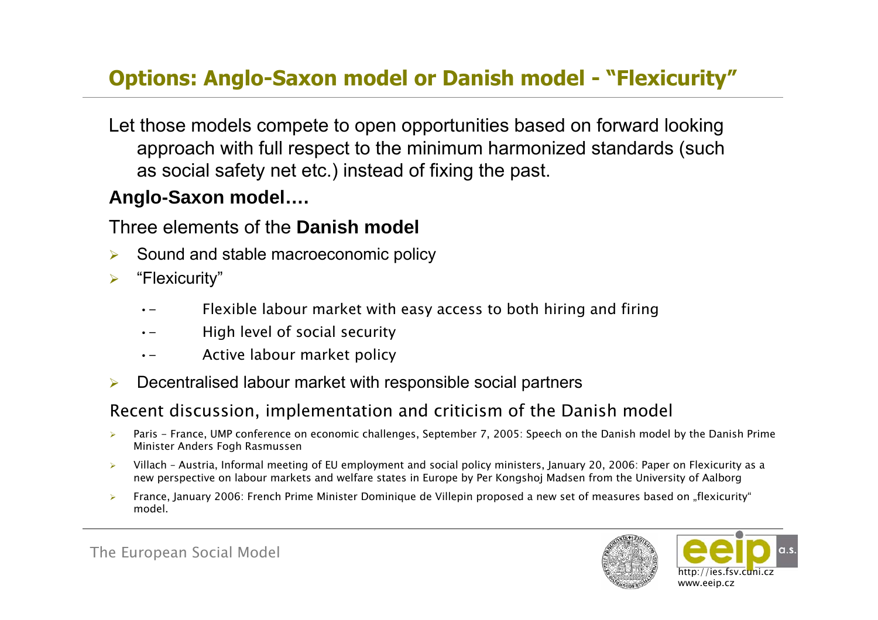# Options: Anglo-Saxon model or Danish model - "Flexicurity"

Let those models compete to open opportunities based on forward looking approach with full respect to the minimum harmonized standards (such as social safety net etc.) instead of fixing the past.

**Anglo-Saxon model….**

Three elements of the **Danish model**

- Sound and stable macroeconomic policy
- "Flexicurity"
  - – Flexible labour market with easy access to both hiring and firing
  - – High level of social security
  - – Active labour market policy
- Decentralised labour market with responsible social partners

Recent discussion, implementation and criticism of the Danish model

- Paris - France, UMP conference on economic challenges, September 7, 2005: Speech on the Danish model by the Danish Prime Minister Anders Fogh Rasmussen
- Villach – Austria, Informal meeting of EU employment and social policy ministers, January 20, 2006: Paper on Flexicurity as a new perspective on labour markets and welfare states in Europe by Per Kongshoj Madsen from the University of Aalborg
- France, January 2006: French Prime Minister Dominique de Villepin proposed a new set of measures based on „flexicurity" model.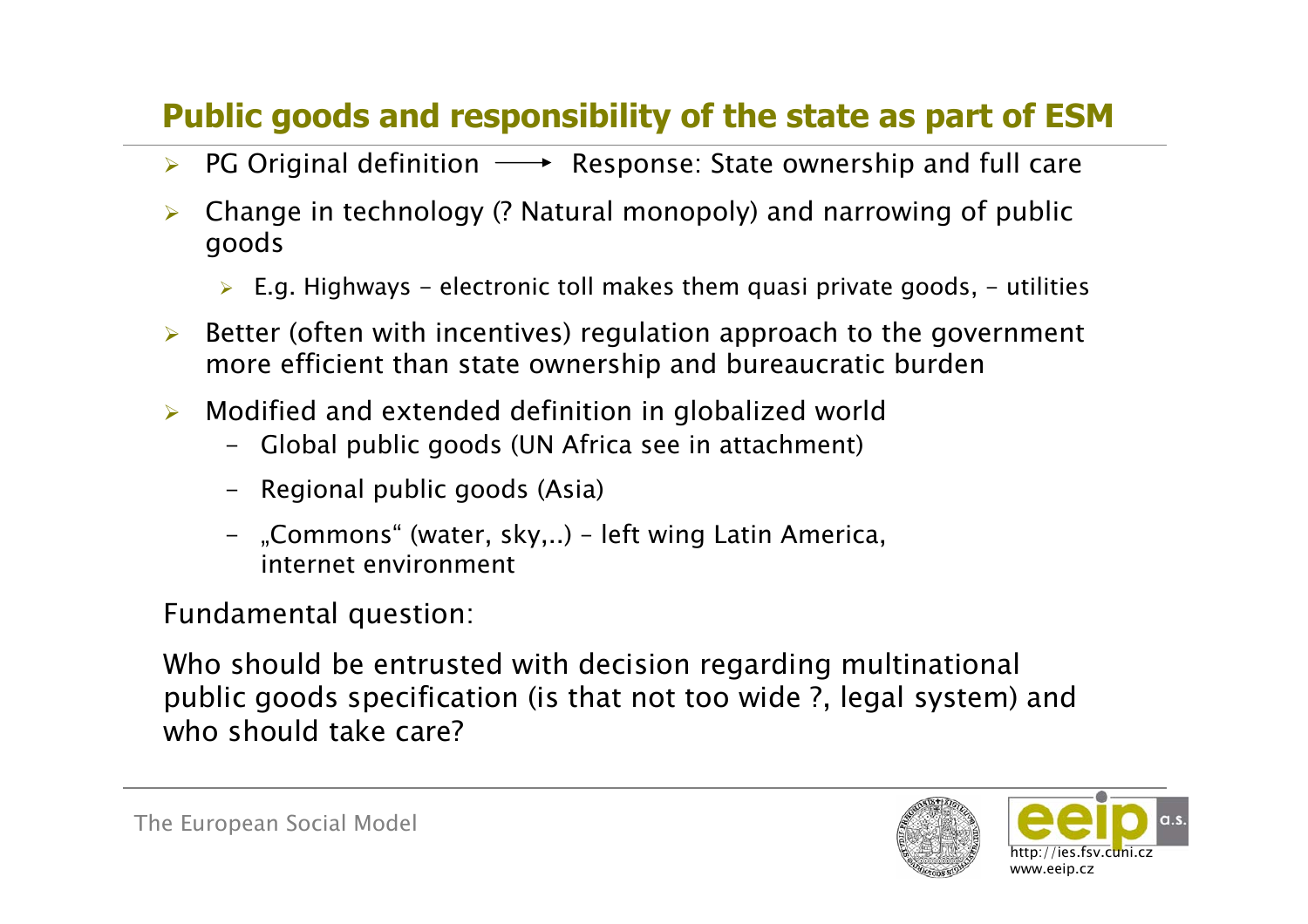## Public goods and responsibility of the state as part of ESM

- PG Original definition ⟶ Response: State ownership and full care
- Change in technology (? Natural monopoly) and narrowing of public goods
  - E.g. Highways - electronic toll makes them quasi private goods, - utilities
- Better (often with incentives) regulation approach to the government more efficient than state ownership and bureaucratic burden
- Modified and extended definition in globalized world
  - Global public goods (UN Africa see in attachment)
  - Regional public goods (Asia)
  - „Commons“ (water, sky,..) – left wing Latin America, internet environment

Fundamental question:

Who should be entrusted with decision regarding multinational public goods specification (is that not too wide ?, legal system) and who should take care?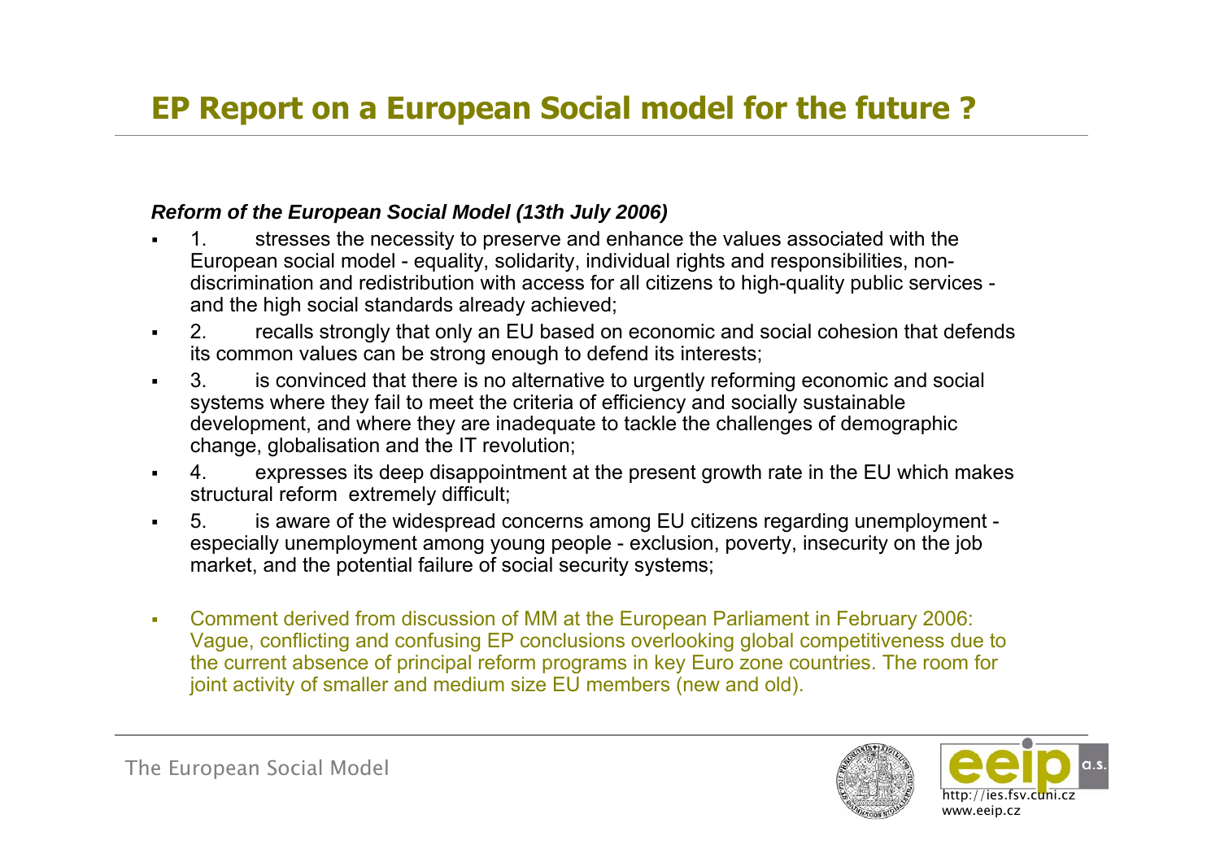# EP Report on a European Social model for the future ?

***Reform of the European Social Model (13th July 2006)***

- 1. stresses the necessity to preserve and enhance the values associated with the European social model - equality, solidarity, individual rights and responsibilities, non-discrimination and redistribution with access for all citizens to high-quality public services - and the high social standards already achieved;
- 2. recalls strongly that only an EU based on economic and social cohesion that defends its common values can be strong enough to defend its interests;
- 3. is convinced that there is no alternative to urgently reforming economic and social systems where they fail to meet the criteria of efficiency and socially sustainable development, and where they are inadequate to tackle the challenges of demographic change, globalisation and the IT revolution;
- 4. expresses its deep disappointment at the present growth rate in the EU which makes structural reform extremely difficult;
- 5. is aware of the widespread concerns among EU citizens regarding unemployment - especially unemployment among young people - exclusion, poverty, insecurity on the job market, and the potential failure of social security systems;

- Comment derived from discussion of MM at the European Parliament in February 2006: Vague, conflicting and confusing EP conclusions overlooking global competitiveness due to the current absence of principal reform programs in key Euro zone countries. The room for joint activity of smaller and medium size EU members (new and old).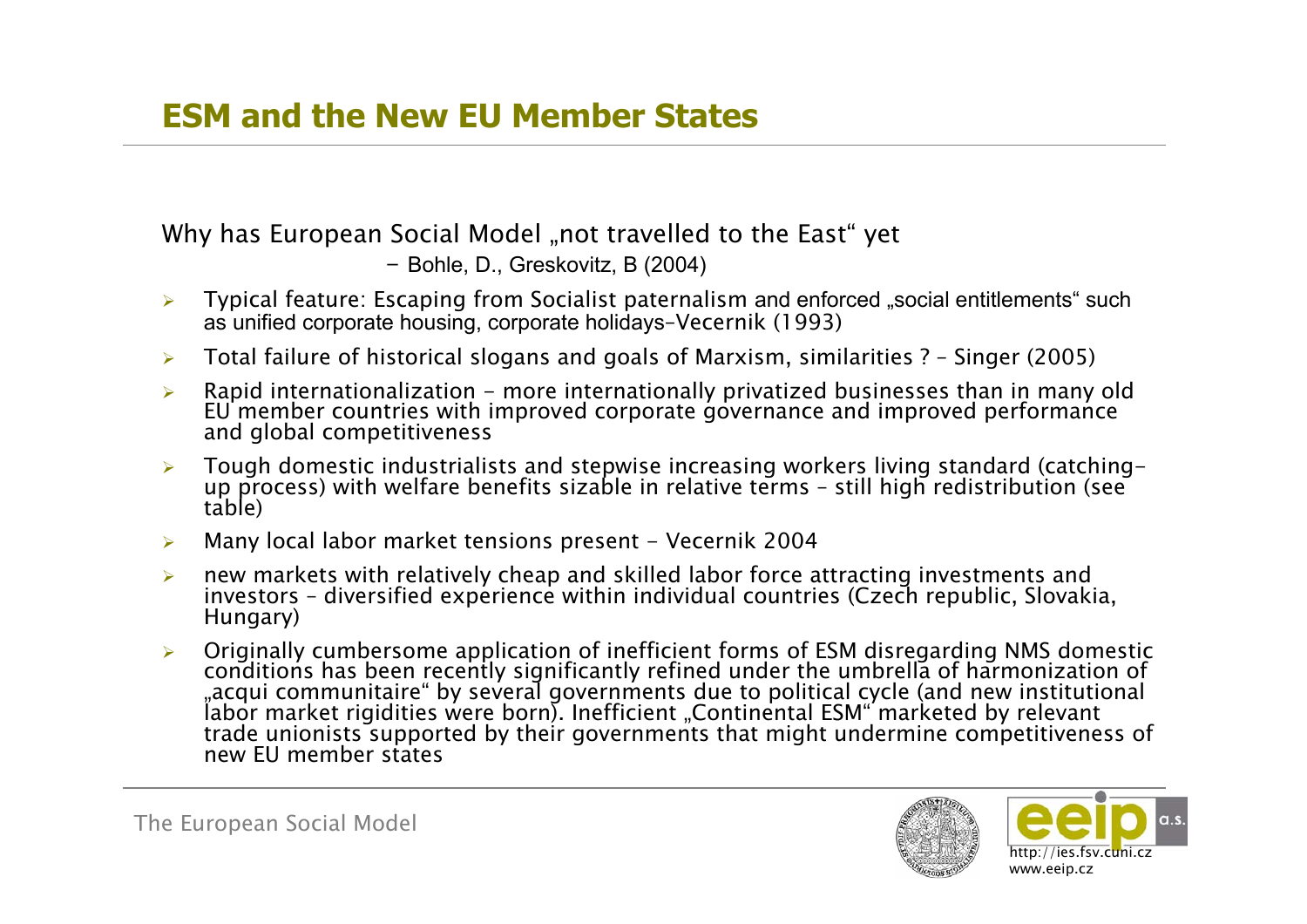## ESM and the New EU Member States

Why has European Social Model „not travelled to the East" yet

− Bohle, D., Greskovitz, B (2004)

- Typical feature: Escaping from Socialist paternalism and enforced „social entitlements" such as unified corporate housing, corporate holidays–Vecernik (1993)
- Total failure of historical slogans and goals of Marxism, similarities ? – Singer (2005)
- Rapid internationalization – more internationally privatized businesses than in many old EU member countries with improved corporate governance and improved performance and global competitiveness
- Tough domestic industrialists and stepwise increasing workers living standard (catching-up process) with welfare benefits sizable in relative terms – still high redistribution (see table)
- Many local labor market tensions present – Vecernik 2004
- new markets with relatively cheap and skilled labor force attracting investments and investors – diversified experience within individual countries (Czech republic, Slovakia, Hungary)
- Originally cumbersome application of inefficient forms of ESM disregarding NMS domestic conditions has been recently significantly refined under the umbrella of harmonization of „acqui communitaire" by several governments due to political cycle (and new institutional labor market rigidities were born). Inefficient „Continental ESM" marketed by relevant trade unionists supported by their governments that might undermine competitiveness of new EU member states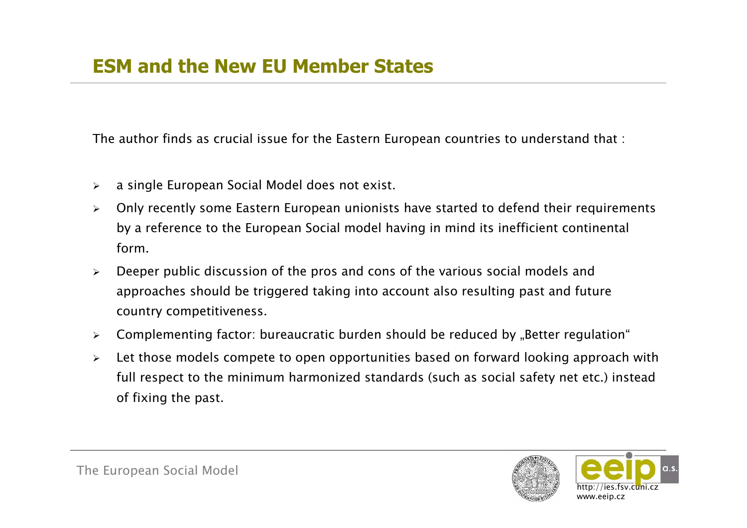## ESM and the New EU Member States

The author finds as crucial issue for the Eastern European countries to understand that :

- a single European Social Model does not exist.
- Only recently some Eastern European unionists have started to defend their requirements by a reference to the European Social model having in mind its inefficient continental form.
- Deeper public discussion of the pros and cons of the various social models and approaches should be triggered taking into account also resulting past and future country competitiveness.
- Complementing factor: bureaucratic burden should be reduced by „Better regulation“
- Let those models compete to open opportunities based on forward looking approach with full respect to the minimum harmonized standards (such as social safety net etc.) instead of fixing the past.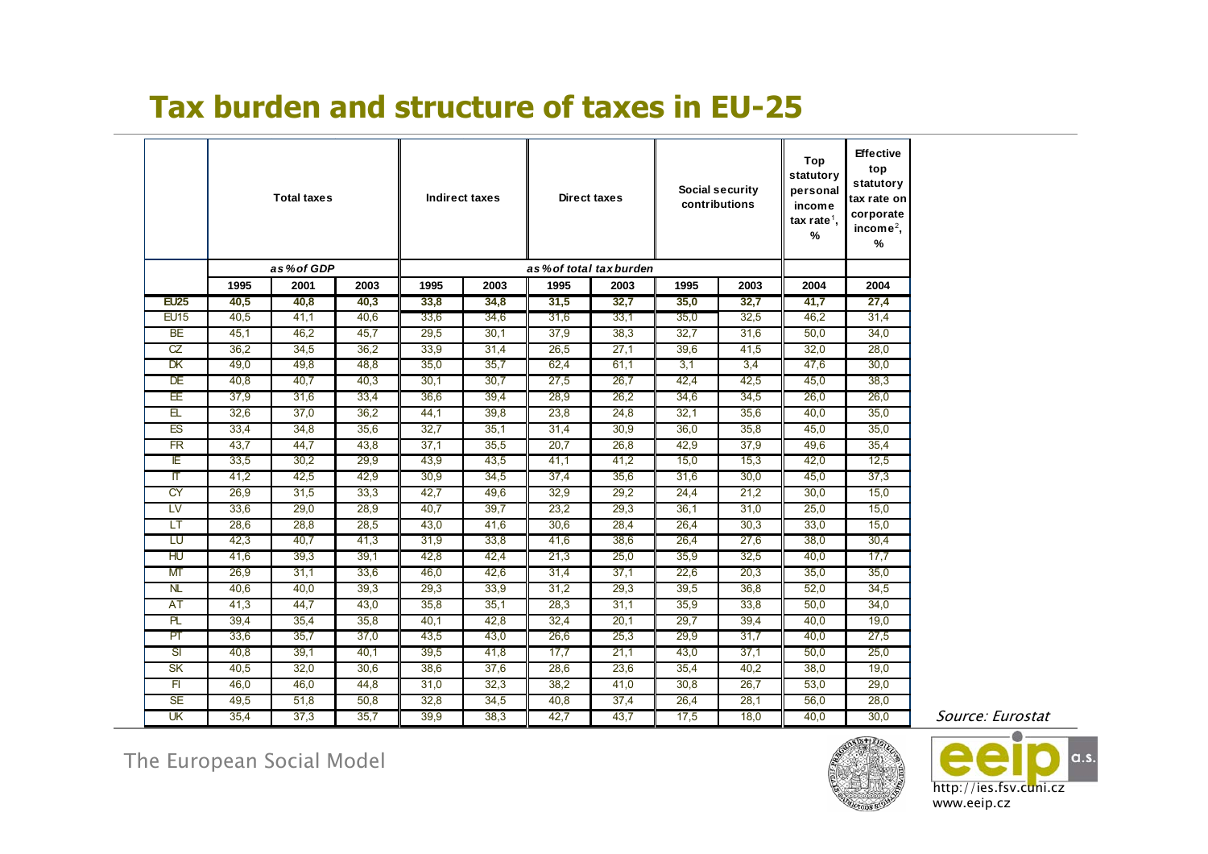# Tax burden and structure of taxes in EU-25

| | Total taxes | | | Indirect taxes | | Direct taxes | | Social security contributions | | Top statutory personal income tax rate[1], % | Effective top statutory tax rate on corporate income[2], % |
|---|---|---|---|---|---|---|---|---|---|---|---|
| | as % of GDP | | | as % of total tax burden | | | | | | | |
| | 1995 | 2001 | 2003 | 1995 | 2003 | 1995 | 2003 | 1995 | 2003 | 2004 | 2004 |
| **EU25** | **40,5** | **40,8** | **40,3** | **33,8** | **34,8** | **31,5** | **32,7** | **35,0** | **32,7** | **41,7** | **27,4** |
| EU15 | 40,5 | 41,1 | 40,6 | 33,6 | 34,6 | 31,6 | 33,1 | 35,0 | 32,5 | 46,2 | 31,4 |
| BE | 45,1 | 46,2 | 45,7 | 29,5 | 30,1 | 37,9 | 38,3 | 32,7 | 31,6 | 50,0 | 34,0 |
| CZ | 36,2 | 34,5 | 36,2 | 33,9 | 31,4 | 26,5 | 27,1 | 39,6 | 41,5 | 32,0 | 28,0 |
| DK | 49,0 | 49,8 | 48,8 | 35,0 | 35,7 | 62,4 | 61,1 | 3,1 | 3,4 | 47,6 | 30,0 |
| DE | 40,8 | 40,7 | 40,3 | 30,1 | 30,7 | 27,5 | 26,7 | 42,4 | 42,5 | 45,0 | 38,3 |
| EE | 37,9 | 31,6 | 33,4 | 36,6 | 39,4 | 28,9 | 26,2 | 34,6 | 34,5 | 26,0 | 26,0 |
| EL | 32,6 | 37,0 | 36,2 | 44,1 | 39,8 | 23,8 | 24,8 | 32,1 | 35,6 | 40,0 | 35,0 |
| ES | 33,4 | 34,8 | 35,6 | 32,7 | 35,1 | 31,4 | 30,9 | 36,0 | 35,8 | 45,0 | 35,0 |
| FR | 43,7 | 44,7 | 43,8 | 37,1 | 35,5 | 20,7 | 26,8 | 42,9 | 37,9 | 49,6 | 35,4 |
| IE | 33,5 | 30,2 | 29,9 | 43,9 | 43,5 | 41,1 | 41,2 | 15,0 | 15,3 | 42,0 | 12,5 |
| IT | 41,2 | 42,5 | 42,9 | 30,9 | 34,5 | 37,4 | 35,6 | 31,6 | 30,0 | 45,0 | 37,3 |
| CY | 26,9 | 31,5 | 33,3 | 42,7 | 49,6 | 32,9 | 29,2 | 24,4 | 21,2 | 30,0 | 15,0 |
| LV | 33,6 | 29,0 | 28,9 | 40,7 | 39,7 | 23,2 | 29,3 | 36,1 | 31,0 | 25,0 | 15,0 |
| LT | 28,6 | 28,8 | 28,5 | 43,0 | 41,6 | 30,6 | 28,4 | 26,4 | 30,3 | 33,0 | 15,0 |
| LU | 42,3 | 40,7 | 41,3 | 31,9 | 33,8 | 41,6 | 38,6 | 26,4 | 27,6 | 38,0 | 30,4 |
| HU | 41,6 | 39,3 | 39,1 | 42,8 | 42,4 | 21,3 | 25,0 | 35,9 | 32,5 | 40,0 | 17,7 |
| MT | 26,9 | 31,1 | 33,6 | 46,0 | 42,6 | 31,4 | 37,1 | 22,6 | 20,3 | 35,0 | 35,0 |
| NL | 40,6 | 40,0 | 39,3 | 29,3 | 33,9 | 31,2 | 29,3 | 39,5 | 36,8 | 52,0 | 34,5 |
| AT | 41,3 | 44,7 | 43,0 | 35,8 | 35,1 | 28,3 | 31,1 | 35,9 | 33,8 | 50,0 | 34,0 |
| PL | 39,4 | 35,4 | 35,8 | 40,1 | 42,8 | 32,4 | 20,1 | 29,7 | 39,4 | 40,0 | 19,0 |
| PT | 33,6 | 35,7 | 37,0 | 43,5 | 43,0 | 26,6 | 25,3 | 29,9 | 31,7 | 40,0 | 27,5 |
| SI | 40,8 | 39,1 | 40,1 | 39,5 | 41,8 | 17,7 | 21,1 | 43,0 | 37,1 | 50,0 | 25,0 |
| SK | 40,5 | 32,0 | 30,6 | 38,6 | 37,6 | 28,6 | 23,6 | 35,4 | 40,2 | 38,0 | 19,0 |
| FI | 46,0 | 46,0 | 44,8 | 31,0 | 32,3 | 38,2 | 41,0 | 30,8 | 26,7 | 53,0 | 29,0 |
| SE | 49,5 | 51,8 | 50,8 | 32,8 | 34,5 | 40,8 | 37,4 | 26,4 | 28,1 | 56,0 | 28,0 |
| UK | 35,4 | 37,3 | 35,7 | 39,9 | 38,3 | 42,7 | 43,7 | 17,5 | 18,0 | 40,0 | 30,0 |

*Source: Eurostat*

The European Social Model

http://ies.fsv.cuni.cz
www.eeip.cz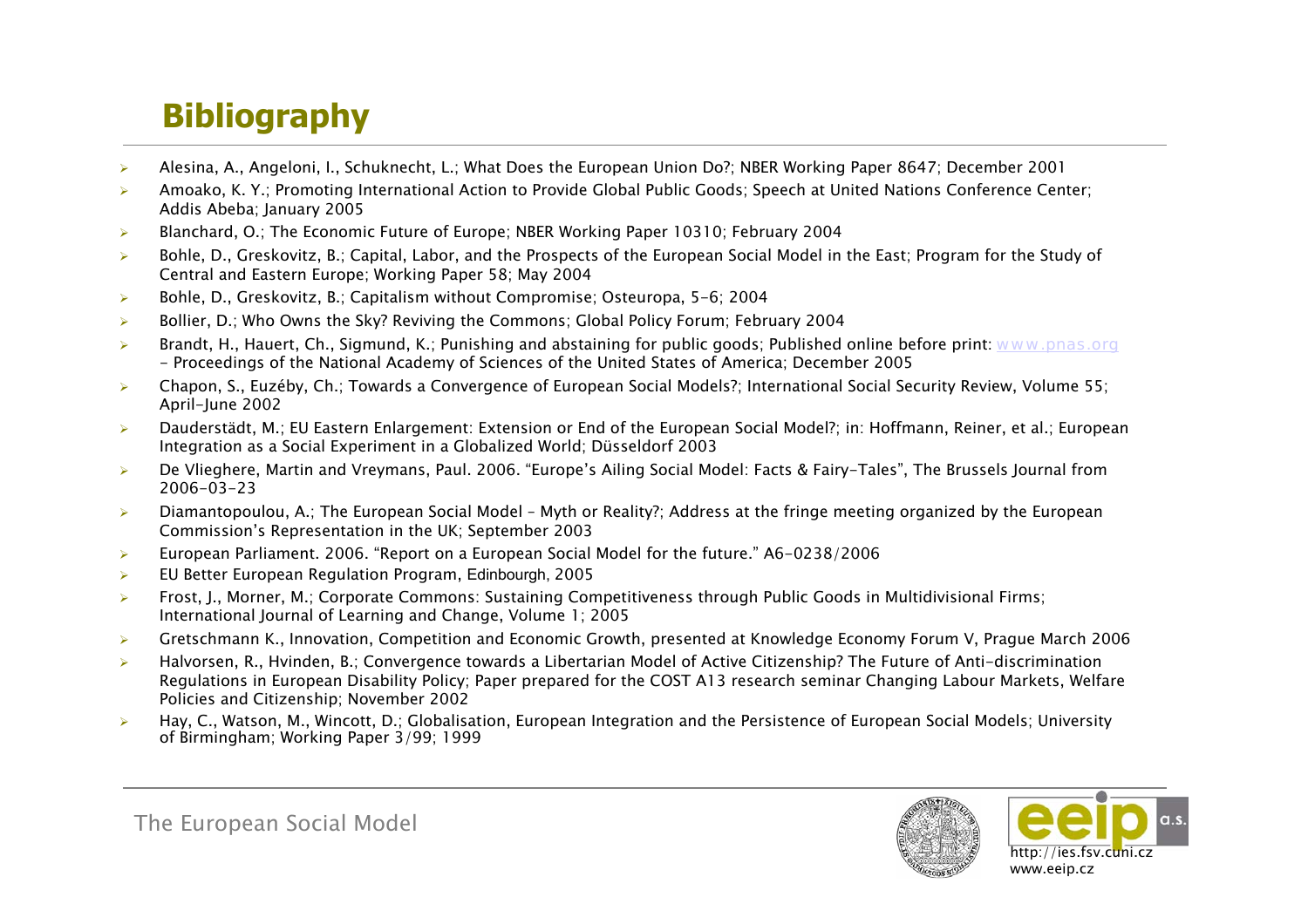# Bibliography

- Alesina, A., Angeloni, I., Schuknecht, L.; What Does the European Union Do?; NBER Working Paper 8647; December 2001
- Amoako, K. Y.; Promoting International Action to Provide Global Public Goods; Speech at United Nations Conference Center; Addis Abeba; January 2005
- Blanchard, O.; The Economic Future of Europe; NBER Working Paper 10310; February 2004
- Bohle, D., Greskovitz, B.; Capital, Labor, and the Prospects of the European Social Model in the East; Program for the Study of Central and Eastern Europe; Working Paper 58; May 2004
- Bohle, D., Greskovitz, B.; Capitalism without Compromise; Osteuropa, 5-6; 2004
- Bollier, D.; Who Owns the Sky? Reviving the Commons; Global Policy Forum; February 2004
- Brandt, H., Hauert, Ch., Sigmund, K.; Punishing and abstaining for public goods; Published online before print: www.pnas.org - Proceedings of the National Academy of Sciences of the United States of America; December 2005
- Chapon, S., Euzéby, Ch.; Towards a Convergence of European Social Models?; International Social Security Review, Volume 55; April-June 2002
- Dauderstädt, M.; EU Eastern Enlargement: Extension or End of the European Social Model?; in: Hoffmann, Reiner, et al.; European Integration as a Social Experiment in a Globalized World; Düsseldorf 2003
- De Vlieghere, Martin and Vreymans, Paul. 2006. "Europe's Ailing Social Model: Facts & Fairy-Tales", The Brussels Journal from 2006-03-23
- Diamantopoulou, A.; The European Social Model – Myth or Reality?; Address at the fringe meeting organized by the European Commission's Representation in the UK; September 2003
- European Parliament. 2006. "Report on a European Social Model for the future." A6-0238/2006
- EU Better European Regulation Program, Edinbourgh, 2005
- Frost, J., Morner, M.; Corporate Commons: Sustaining Competitiveness through Public Goods in Multidivisional Firms; International Journal of Learning and Change, Volume 1; 2005
- Gretschmann K., Innovation, Competition and Economic Growth, presented at Knowledge Economy Forum V, Prague March 2006
- Halvorsen, R., Hvinden, B.; Convergence towards a Libertarian Model of Active Citizenship? The Future of Anti-discrimination Regulations in European Disability Policy; Paper prepared for the COST A13 research seminar Changing Labour Markets, Welfare Policies and Citizenship; November 2002
- Hay, C., Watson, M., Wincott, D.; Globalisation, European Integration and the Persistence of European Social Models; University of Birmingham; Working Paper 3/99; 1999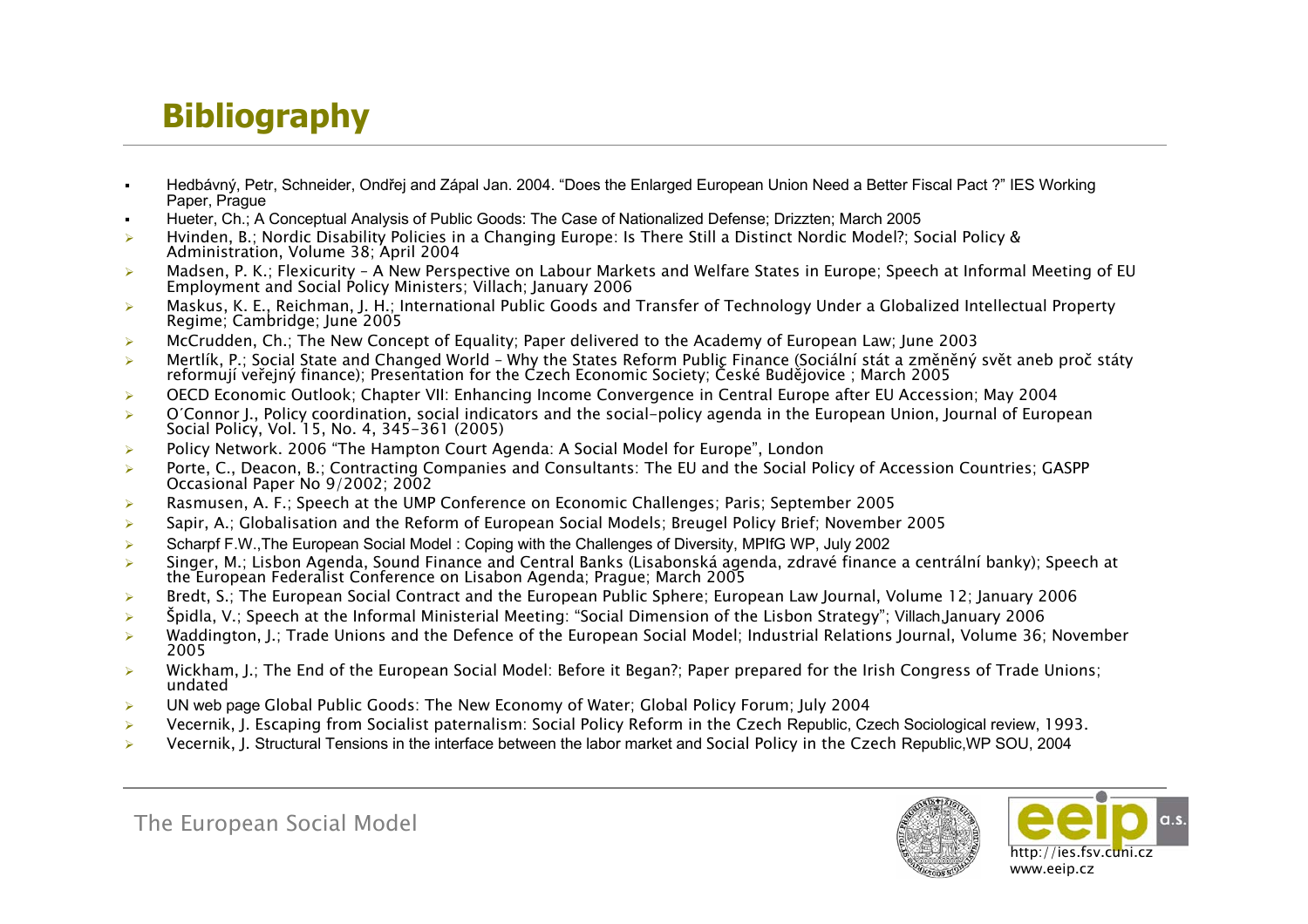## Bibliography

- Hedbávný, Petr, Schneider, Ondřej and Zápal Jan. 2004. "Does the Enlarged European Union Need a Better Fiscal Pact ?" IES Working Paper, Prague
- Hueter, Ch.; A Conceptual Analysis of Public Goods: The Case of Nationalized Defense; Drizzten; March 2005
- Hvinden, B.; Nordic Disability Policies in a Changing Europe: Is There Still a Distinct Nordic Model?; Social Policy & Administration, Volume 38; April 2004
- Madsen, P. K.; Flexicurity – A New Perspective on Labour Markets and Welfare States in Europe; Speech at Informal Meeting of EU Employment and Social Policy Ministers; Villach; January 2006
- Maskus, K. E., Reichman, J. H.; International Public Goods and Transfer of Technology Under a Globalized Intellectual Property Regime; Cambridge; June 2005
- McCrudden, Ch.; The New Concept of Equality; Paper delivered to the Academy of European Law; June 2003
- Mertlík, P.; Social State and Changed World – Why the States Reform Public Finance (Sociální stát a změněný svět aneb proč státy reformují veřejný finance); Presentation for the Czech Economic Society; České Budějovice ; March 2005
- OECD Economic Outlook; Chapter VII: Enhancing Income Convergence in Central Europe after EU Accession; May 2004
- O´Connor J., Policy coordination, social indicators and the social-policy agenda in the European Union, Journal of European Social Policy, Vol. 15, No. 4, 345-361 (2005)
- Policy Network. 2006 "The Hampton Court Agenda: A Social Model for Europe", London
- Porte, C., Deacon, B.; Contracting Companies and Consultants: The EU and the Social Policy of Accession Countries; GASPP Occasional Paper No 9/2002; 2002
- Rasmusen, A. F.; Speech at the UMP Conference on Economic Challenges; Paris; September 2005
- Sapir, A.; Globalisation and the Reform of European Social Models; Breugel Policy Brief; November 2005
- Scharpf F.W.,The European Social Model : Coping with the Challenges of Diversity, MPIfG WP, July 2002
- Singer, M.; Lisbon Agenda, Sound Finance and Central Banks (Lisabonská agenda, zdravé finance a centrální banky); Speech at the European Federalist Conference on Lisabon Agenda; Prague; March 2005
- Bredt, S.; The European Social Contract and the European Public Sphere; European Law Journal, Volume 12; January 2006
- Špidla, V.; Speech at the Informal Ministerial Meeting: "Social Dimension of the Lisbon Strategy"; Villach,January 2006
- Waddington, J.; Trade Unions and the Defence of the European Social Model; Industrial Relations Journal, Volume 36; November 2005
- Wickham, J.; The End of the European Social Model: Before it Began?; Paper prepared for the Irish Congress of Trade Unions; undated
- UN web page Global Public Goods: The New Economy of Water; Global Policy Forum; July 2004
- Vecernik, J. Escaping from Socialist paternalism: Social Policy Reform in the Czech Republic, Czech Sociological review, 1993.
- Vecernik, J. Structural Tensions in the interface between the labor market and Social Policy in the Czech Republic,WP SOU, 2004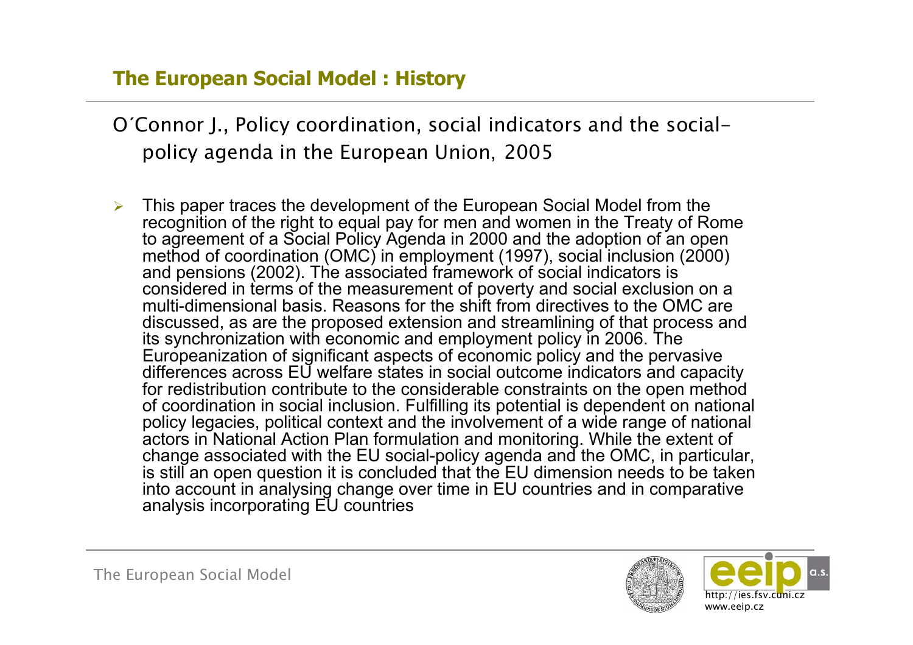## The European Social Model : History

O´Connor J., Policy coordination, social indicators and the social-policy agenda in the European Union, 2005

- This paper traces the development of the European Social Model from the recognition of the right to equal pay for men and women in the Treaty of Rome to agreement of a Social Policy Agenda in 2000 and the adoption of an open method of coordination (OMC) in employment (1997), social inclusion (2000) and pensions (2002). The associated framework of social indicators is considered in terms of the measurement of poverty and social exclusion on a multi-dimensional basis. Reasons for the shift from directives to the OMC are discussed, as are the proposed extension and streamlining of that process and its synchronization with economic and employment policy in 2006. The Europeanization of significant aspects of economic policy and the pervasive differences across EU welfare states in social outcome indicators and capacity for redistribution contribute to the considerable constraints on the open method of coordination in social inclusion. Fulfilling its potential is dependent on national policy legacies, political context and the involvement of a wide range of national actors in National Action Plan formulation and monitoring. While the extent of change associated with the EU social-policy agenda and the OMC, in particular, is still an open question it is concluded that the EU dimension needs to be taken into account in analysing change over time in EU countries and in comparative analysis incorporating EU countries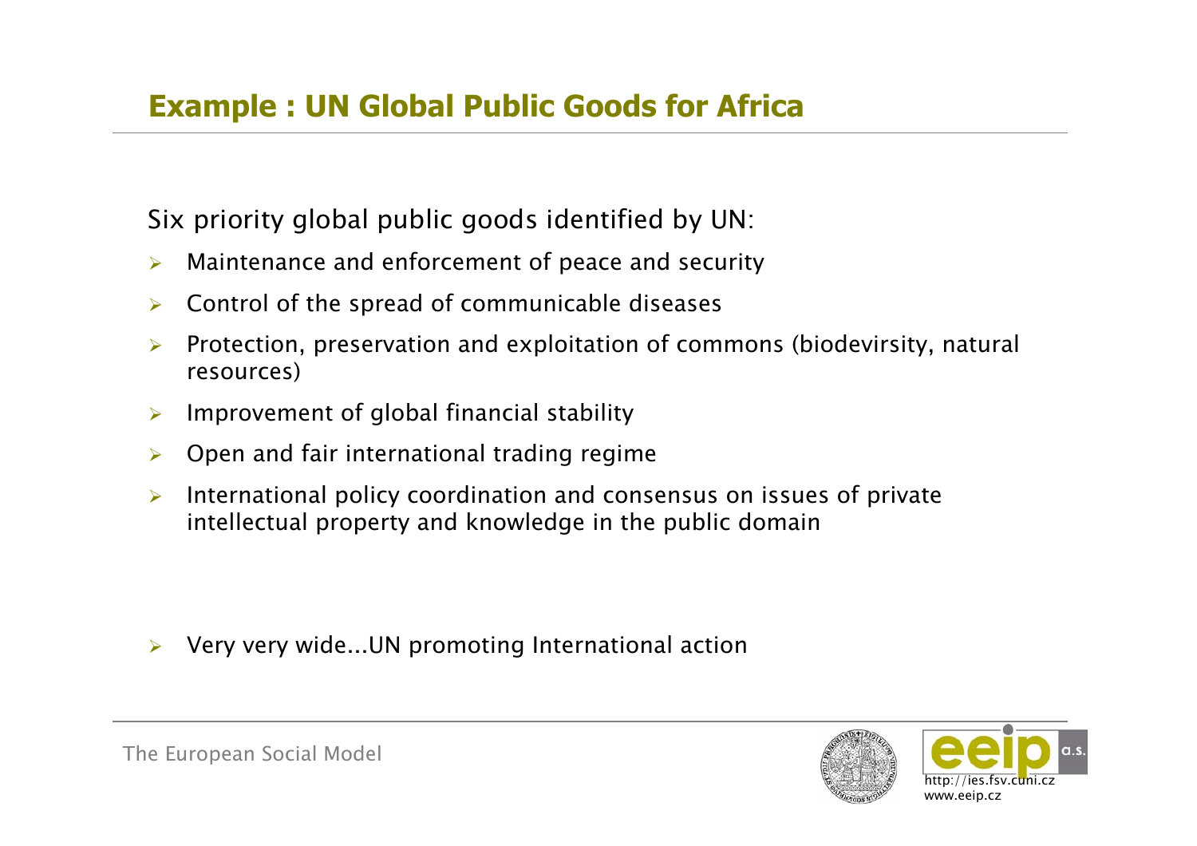## Example : UN Global Public Goods for Africa

Six priority global public goods identified by UN:

- Maintenance and enforcement of peace and security
- Control of the spread of communicable diseases
- Protection, preservation and exploitation of commons (biodevirsity, natural resources)
- Improvement of global financial stability
- Open and fair international trading regime
- International policy coordination and consensus on issues of private intellectual property and knowledge in the public domain

- Very very wide...UN promoting International action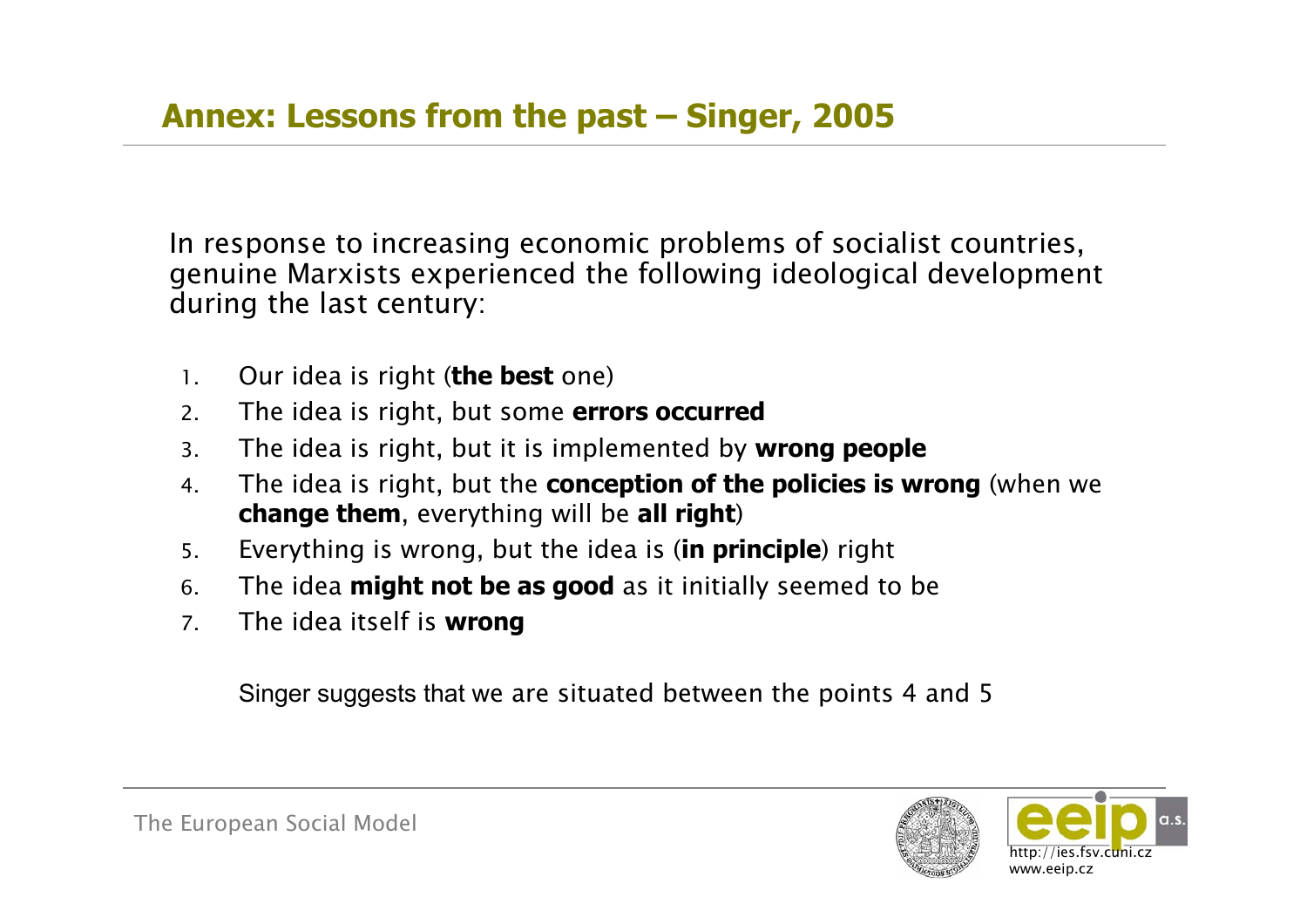## Annex: Lessons from the past – Singer, 2005

In response to increasing economic problems of socialist countries, genuine Marxists experienced the following ideological development during the last century:

1. Our idea is right (**the best** one)
2. The idea is right, but some **errors occurred**
3. The idea is right, but it is implemented by **wrong people**
4. The idea is right, but the **conception of the policies is wrong** (when we **change them**, everything will be **all right**)
5. Everything is wrong, but the idea is (**in principle**) right
6. The idea **might not be as good** as it initially seemed to be
7. The idea itself is **wrong**

Singer suggests that we are situated between the points 4 and 5